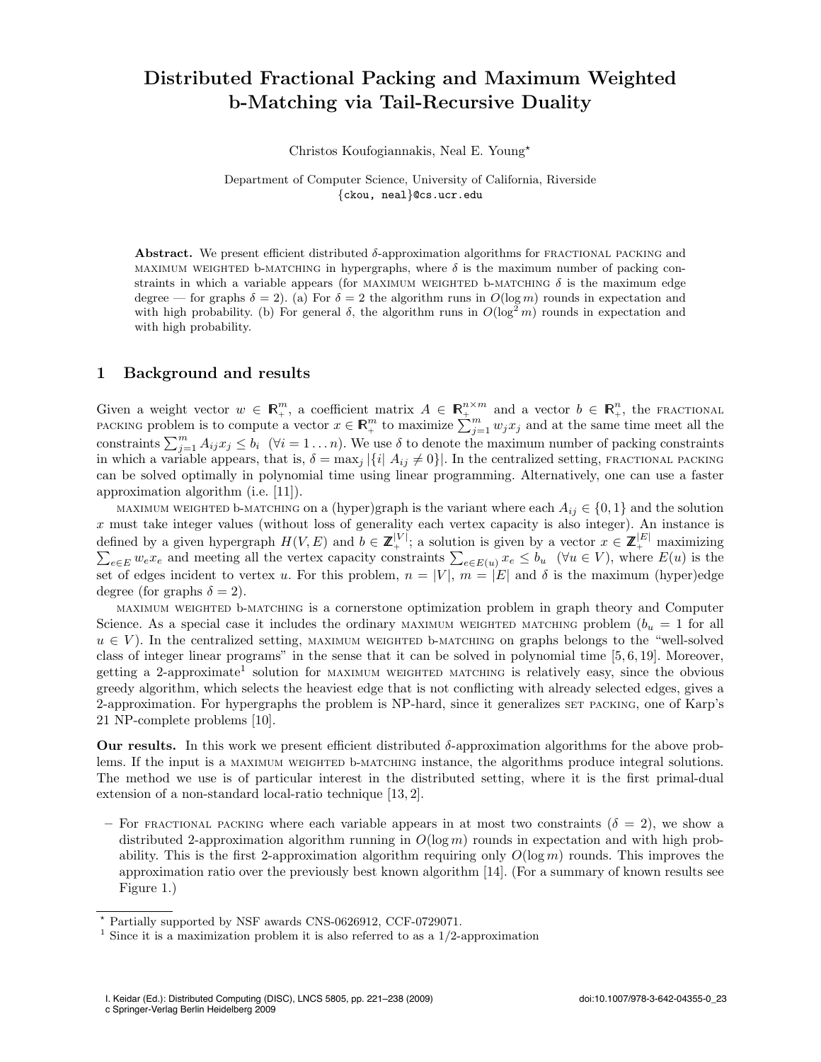# Distributed Fractional Packing and Maximum Weighted b-Matching via Tail-Recursive Duality

Christos Koufogiannakis, Neal E. Young*

Department of Computer Science, University of California, Riverside
{ckou, neal}@cs.ucr.edu

**Abstract.** We present efficient distributed $\delta$-approximation algorithms for FRACTIONAL PACKING and MAXIMUM WEIGHTED b-MATCHING in hypergraphs, where $\delta$ is the maximum number of packing constraints in which a variable appears (for MAXIMUM WEIGHTED b-MATCHING $\delta$ is the maximum edge degree — for graphs $\delta = 2$). (a) For $\delta = 2$ the algorithm runs in $O(\log m)$ rounds in expectation and with high probability. (b) For general $\delta$, the algorithm runs in $O(\log^2 m)$ rounds in expectation and with high probability.

## 1 Background and results

Given a weight vector $w \in \mathbb{R}_+^m$, a coefficient matrix $A \in \mathbb{R}_+^{n \times m}$ and a vector $b \in \mathbb{R}_+^n$, the FRACTIONAL PACKING problem is to compute a vector $x \in \mathbb{R}_+^m$ to maximize $\sum_{j=1}^m w_j x_j$ and at the same time meet all the constraints $\sum_{j=1}^m A_{ij} x_j \leq b_i$ $(\forall i = 1 \ldots n)$. We use $\delta$ to denote the maximum number of packing constraints in which a variable appears, that is, $\delta = \max_j |\{i| \; A_{ij} \neq 0\}|$. In the centralized setting, FRACTIONAL PACKING can be solved optimally in polynomial time using linear programming. Alternatively, one can use a faster approximation algorithm (i.e. [11]).

MAXIMUM WEIGHTED b-MATCHING on a (hyper)graph is the variant where each $A_{ij} \in \{0, 1\}$ and the solution $x$ must take integer values (without loss of generality each vertex capacity is also integer). An instance is defined by a given hypergraph $H(V, E)$ and $b \in \mathbb{Z}_+^{|V|}$; a solution is given by a vector $x \in \mathbb{Z}_+^{|E|}$ maximizing $\sum_{e \in E} w_e x_e$ and meeting all the vertex capacity constraints $\sum_{e \in E(u)} x_e \leq b_u$ $(\forall u \in V)$, where $E(u)$ is the set of edges incident to vertex $u$. For this problem, $n = |V|$, $m = |E|$ and $\delta$ is the maximum (hyper)edge degree (for graphs $\delta = 2$).

MAXIMUM WEIGHTED b-MATCHING is a cornerstone optimization problem in graph theory and Computer Science. As a special case it includes the ordinary MAXIMUM WEIGHTED MATCHING problem ($b_u = 1$ for all $u \in V$). In the centralized setting, MAXIMUM WEIGHTED b-MATCHING on graphs belongs to the "well-solved class of integer linear programs" in the sense that it can be solved in polynomial time [5, 6, 19]. Moreover, getting a 2-approximate[1] solution for MAXIMUM WEIGHTED MATCHING is relatively easy, since the obvious greedy algorithm, which selects the heaviest edge that is not conflicting with already selected edges, gives a 2-approximation. For hypergraphs the problem is NP-hard, since it generalizes SET PACKING, one of Karp's 21 NP-complete problems [10].

**Our results.** In this work we present efficient distributed $\delta$-approximation algorithms for the above problems. If the input is a MAXIMUM WEIGHTED b-MATCHING instance, the algorithms produce integral solutions. The method we use is of particular interest in the distributed setting, where it is the first primal-dual extension of a non-standard local-ratio technique [13, 2].

- For FRACTIONAL PACKING where each variable appears in at most two constraints ($\delta = 2$), we show a distributed 2-approximation algorithm running in $O(\log m)$ rounds in expectation and with high probability. This is the first 2-approximation algorithm requiring only $O(\log m)$ rounds. This improves the approximation ratio over the previously best known algorithm [14]. (For a summary of known results see Figure 1.)

* Partially supported by NSF awards CNS-0626912, CCF-0729071.

[1] Since it is a maximization problem it is also referred to as a 1/2-approximation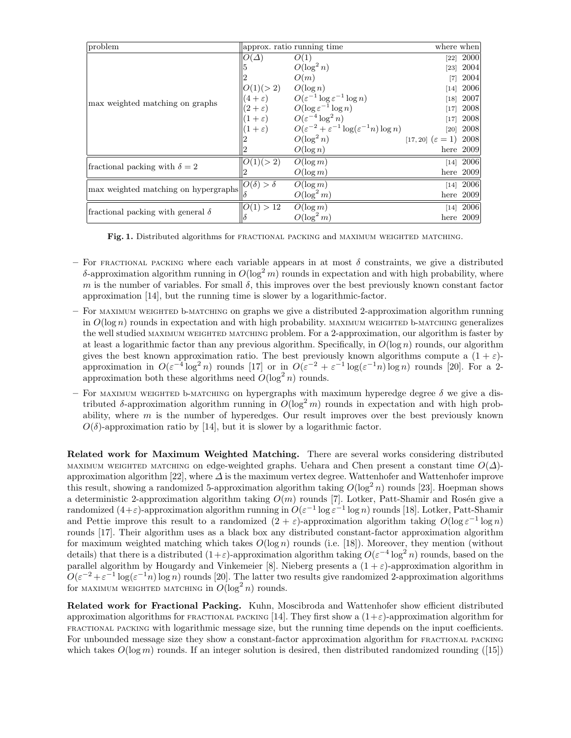| problem | approx. ratio | running time | where | when |
|---|---|---|---|---|
| max weighted matching on graphs | $O(\Delta)$ | $O(1)$ | [22] | 2000 |
| | 5 | $O(\log^2 n)$ | [23] | 2004 |
| | 2 | $O(m)$ | [7] | 2004 |
| | $O(1)(>2)$ | $O(\log n)$ | [14] | 2006 |
| | $(4+\varepsilon)$ | $O(\varepsilon^{-1} \log \varepsilon^{-1} \log n)$ | [18] | 2007 |
| | $(2+\varepsilon)$ | $O(\log \varepsilon^{-1} \log n)$ | [17] | 2008 |
| | $(1+\varepsilon)$ | $O(\varepsilon^{-4} \log^2 n)$ | [17] | 2008 |
| | $(1+\varepsilon)$ | $O(\varepsilon^{-2} + \varepsilon^{-1} \log(\varepsilon^{-1} n) \log n)$ | [20] | 2008 |
| | 2 | $O(\log^2 n)$ | [17, 20] ($\varepsilon = 1$) | 2008 |
| | 2 | $O(\log n)$ | here | 2009 |
| fractional packing with $\delta = 2$ | $O(1)(>2)$ | $O(\log m)$ | [14] | 2006 |
| | 2 | $O(\log m)$ | here | 2009 |
| max weighted matching on hypergraphs | $O(\delta) > \delta$ | $O(\log m)$ | [14] | 2006 |
| | $\delta$ | $O(\log^2 m)$ | here | 2009 |
| fractional packing with general $\delta$ | $O(1) > 12$ | $O(\log m)$ | [14] | 2006 |
| | $\delta$ | $O(\log^2 m)$ | here | 2009 |

**Fig. 1.** Distributed algorithms for FRACTIONAL PACKING and MAXIMUM WEIGHTED MATCHING.

- For FRACTIONAL PACKING where each variable appears in at most $\delta$ constraints, we give a distributed $\delta$-approximation algorithm running in $O(\log^2 m)$ rounds in expectation and with high probability, where $m$ is the number of variables. For small $\delta$, this improves over the best previously known constant factor approximation [14], but the running time is slower by a logarithmic-factor.
- For MAXIMUM WEIGHTED b-MATCHING on graphs we give a distributed 2-approximation algorithm running in $O(\log n)$ rounds in expectation and with high probability. MAXIMUM WEIGHTED b-MATCHING generalizes the well studied MAXIMUM WEIGHTED MATCHING problem. For a 2-approximation, our algorithm is faster by at least a logarithmic factor than any previous algorithm. Specifically, in $O(\log n)$ rounds, our algorithm gives the best known approximation ratio. The best previously known algorithms compute a $(1+\varepsilon)$-approximation in $O(\varepsilon^{-4} \log^2 n)$ rounds [17] or in $O(\varepsilon^{-2} + \varepsilon^{-1} \log(\varepsilon^{-1} n) \log n)$ rounds [20]. For a 2-approximation both these algorithms need $O(\log^2 n)$ rounds.
- For MAXIMUM WEIGHTED b-MATCHING on hypergraphs with maximum hyperedge degree $\delta$ we give a distributed $\delta$-approximation algorithm running in $O(\log^2 m)$ rounds in expectation and with high probability, where $m$ is the number of hyperedges. Our result improves over the best previously known $O(\delta)$-approximation ratio by [14], but it is slower by a logarithmic factor.

**Related work for Maximum Weighted Matching.** There are several works considering distributed MAXIMUM WEIGHTED MATCHING on edge-weighted graphs. Uehara and Chen present a constant time $O(\Delta)$-approximation algorithm [22], where $\Delta$ is the maximum vertex degree. Wattenhofer and Wattenhofer improve this result, showing a randomized 5-approximation algorithm taking $O(\log^2 n)$ rounds [23]. Hoepman shows a deterministic 2-approximation algorithm taking $O(m)$ rounds [7]. Lotker, Patt-Shamir and Rosén give a randomized $(4+\varepsilon)$-approximation algorithm running in $O(\varepsilon^{-1} \log \varepsilon^{-1} \log n)$ rounds [18]. Lotker, Patt-Shamir and Pettie improve this result to a randomized $(2+\varepsilon)$-approximation algorithm taking $O(\log \varepsilon^{-1} \log n)$ rounds [17]. Their algorithm uses as a black box any distributed constant-factor approximation algorithm for maximum weighted matching which takes $O(\log n)$ rounds (i.e. [18]). Moreover, they mention (without details) that there is a distributed $(1+\varepsilon)$-approximation algorithm taking $O(\varepsilon^{-4} \log^2 n)$ rounds, based on the parallel algorithm by Hougardy and Vinkemeier [8]. Nieberg presents a $(1+\varepsilon)$-approximation algorithm in $O(\varepsilon^{-2} + \varepsilon^{-1} \log(\varepsilon^{-1} n) \log n)$ rounds [20]. The latter two results give randomized 2-approximation algorithms for MAXIMUM WEIGHTED MATCHING in $O(\log^2 n)$ rounds.

**Related work for Fractional Packing.** Kuhn, Moscibroda and Wattenhofer show efficient distributed approximation algorithms for FRACTIONAL PACKING [14]. They first show a $(1+\varepsilon)$-approximation algorithm for FRACTIONAL PACKING with logarithmic message size, but the running time depends on the input coefficients. For unbounded message size they show a constant-factor approximation algorithm for FRACTIONAL PACKING which takes $O(\log m)$ rounds. If an integer solution is desired, then distributed randomized rounding ([15])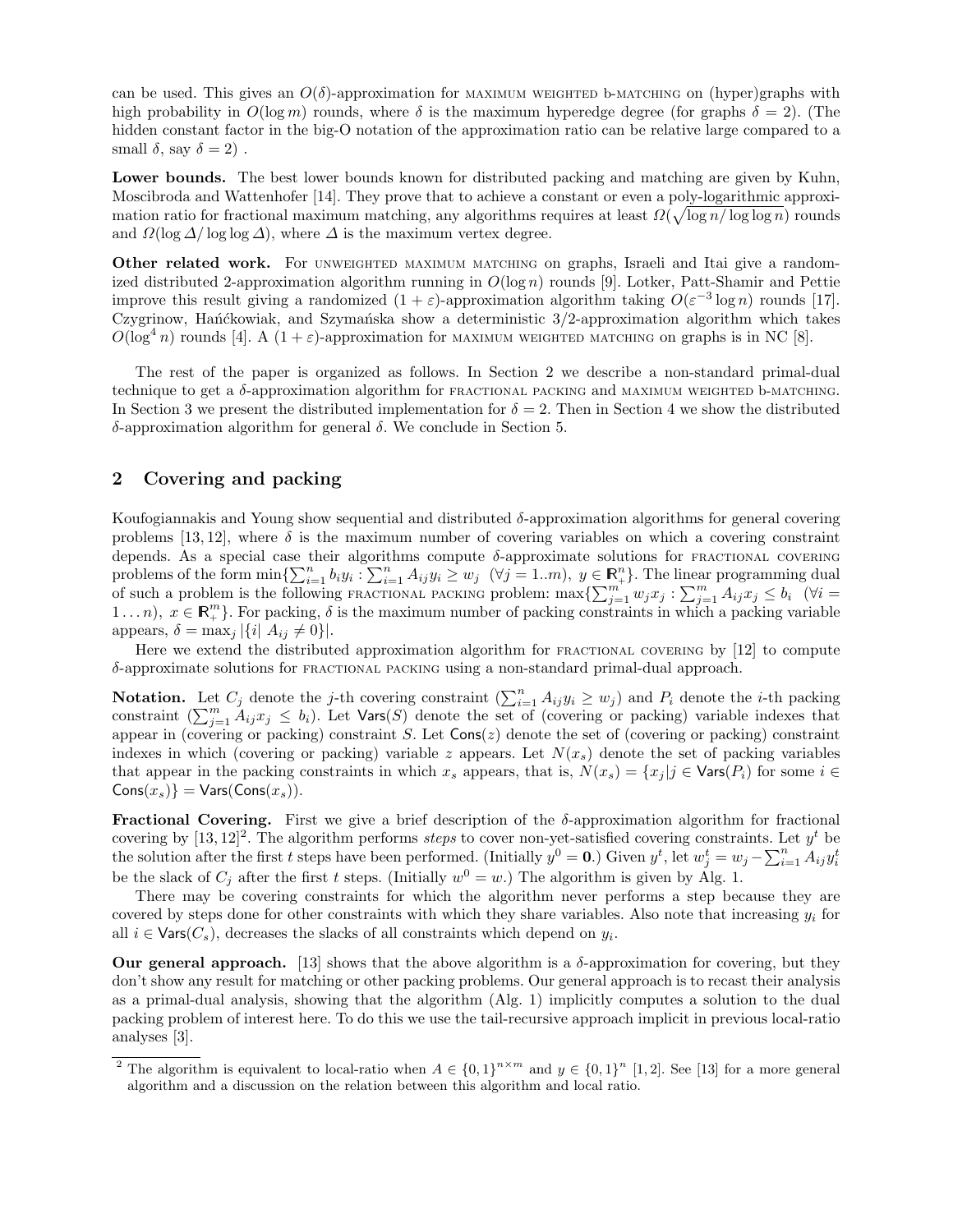can be used. This gives an $O(\delta)$-approximation for MAXIMUM WEIGHTED B-MATCHING on (hyper)graphs with high probability in $O(\log m)$ rounds, where $\delta$ is the maximum hyperedge degree (for graphs $\delta = 2$). (The hidden constant factor in the big-O notation of the approximation ratio can be relative large compared to a small $\delta$, say $\delta = 2$) .

**Lower bounds.** The best lower bounds known for distributed packing and matching are given by Kuhn, Moscibroda and Wattenhofer [14]. They prove that to achieve a constant or even a poly-logarithmic approximation ratio for fractional maximum matching, any algorithms requires at least $\Omega(\sqrt{\log n / \log\log n})$ rounds and $\Omega(\log \Delta / \log\log \Delta)$, where $\Delta$ is the maximum vertex degree.

**Other related work.** For UNWEIGHTED MAXIMUM MATCHING on graphs, Israeli and Itai give a randomized distributed 2-approximation algorithm running in $O(\log n)$ rounds [9]. Lotker, Patt-Shamir and Pettie improve this result giving a randomized $(1+\varepsilon)$-approximation algorithm taking $O(\varepsilon^{-3}\log n)$ rounds [17]. Czygrinow, Hańćkowiak, and Szymańska show a deterministic 3/2-approximation algorithm which takes $O(\log^4 n)$ rounds [4]. A $(1+\varepsilon)$-approximation for MAXIMUM WEIGHTED MATCHING on graphs is in NC [8].

The rest of the paper is organized as follows. In Section 2 we describe a non-standard primal-dual technique to get a $\delta$-approximation algorithm for FRACTIONAL PACKING and MAXIMUM WEIGHTED B-MATCHING. In Section 3 we present the distributed implementation for $\delta = 2$. Then in Section 4 we show the distributed $\delta$-approximation algorithm for general $\delta$. We conclude in Section 5.

## 2 Covering and packing

Koufogiannakis and Young show sequential and distributed $\delta$-approximation algorithms for general covering problems [13, 12], where $\delta$ is the maximum number of covering variables on which a covering constraint depends. As a special case their algorithms compute $\delta$-approximate solutions for FRACTIONAL COVERING problems of the form $\min\{\sum_{i=1}^{n} b_i y_i : \sum_{i=1}^{n} A_{ij} y_i \geq w_j \ \ (\forall j = 1..m),\ y \in \mathbb{R}_+^n\}$. The linear programming dual of such a problem is the following FRACTIONAL PACKING problem: $\max\{\sum_{j=1}^{m} w_j x_j : \sum_{j=1}^{m} A_{ij} x_j \leq b_i \ \ (\forall i = 1 \ldots n),\ x \in \mathbb{R}_+^m\}$. For packing, $\delta$ is the maximum number of packing constraints in which a packing variable appears, $\delta = \max_j |\{i|\ A_{ij} \neq 0\}|$.

Here we extend the distributed approximation algorithm for FRACTIONAL COVERING by [12] to compute $\delta$-approximate solutions for FRACTIONAL PACKING using a non-standard primal-dual approach.

**Notation.** Let $C_j$ denote the $j$-th covering constraint ($\sum_{i=1}^{n} A_{ij} y_i \geq w_j$) and $P_i$ denote the $i$-th packing constraint ($\sum_{j=1}^{m} A_{ij} x_j \leq b_i$). Let $\mathsf{Vars}(S)$ denote the set of (covering or packing) variable indexes that appear in (covering or packing) constraint $S$. Let $\mathsf{Cons}(z)$ denote the set of (covering or packing) constraint indexes in which (covering or packing) variable $z$ appears. Let $N(x_s)$ denote the set of packing variables that appear in the packing constraints in which $x_s$ appears, that is, $N(x_s) = \{x_j | j \in \mathsf{Vars}(P_i) \text{ for some } i \in \mathsf{Cons}(x_s)\} = \mathsf{Vars}(\mathsf{Cons}(x_s))$.

**Fractional Covering.** First we give a brief description of the $\delta$-approximation algorithm for fractional covering by [13, 12][2]. The algorithm performs *steps* to cover non-yet-satisfied covering constraints. Let $y^t$ be the solution after the first $t$ steps have been performed. (Initially $y^0 = \mathbf{0}$.) Given $y^t$, let $w_j^t = w_j - \sum_{i=1}^{n} A_{ij} y_i^t$ be the slack of $C_j$ after the first $t$ steps. (Initially $w^0 = w$.) The algorithm is given by Alg. 1.

There may be covering constraints for which the algorithm never performs a step because they are covered by steps done for other constraints with which they share variables. Also note that increasing $y_i$ for all $i \in \mathsf{Vars}(C_s)$, decreases the slacks of all constraints which depend on $y_i$.

**Our general approach.** [13] shows that the above algorithm is a $\delta$-approximation for covering, but they don't show any result for matching or other packing problems. Our general approach is to recast their analysis as a primal-dual analysis, showing that the algorithm (Alg. 1) implicitly computes a solution to the dual packing problem of interest here. To do this we use the tail-recursive approach implicit in previous local-ratio analyses [3].

---

[2] The algorithm is equivalent to local-ratio when $A \in \{0,1\}^{n \times m}$ and $y \in \{0,1\}^n$ [1, 2]. See [13] for a more general algorithm and a discussion on the relation between this algorithm and local ratio.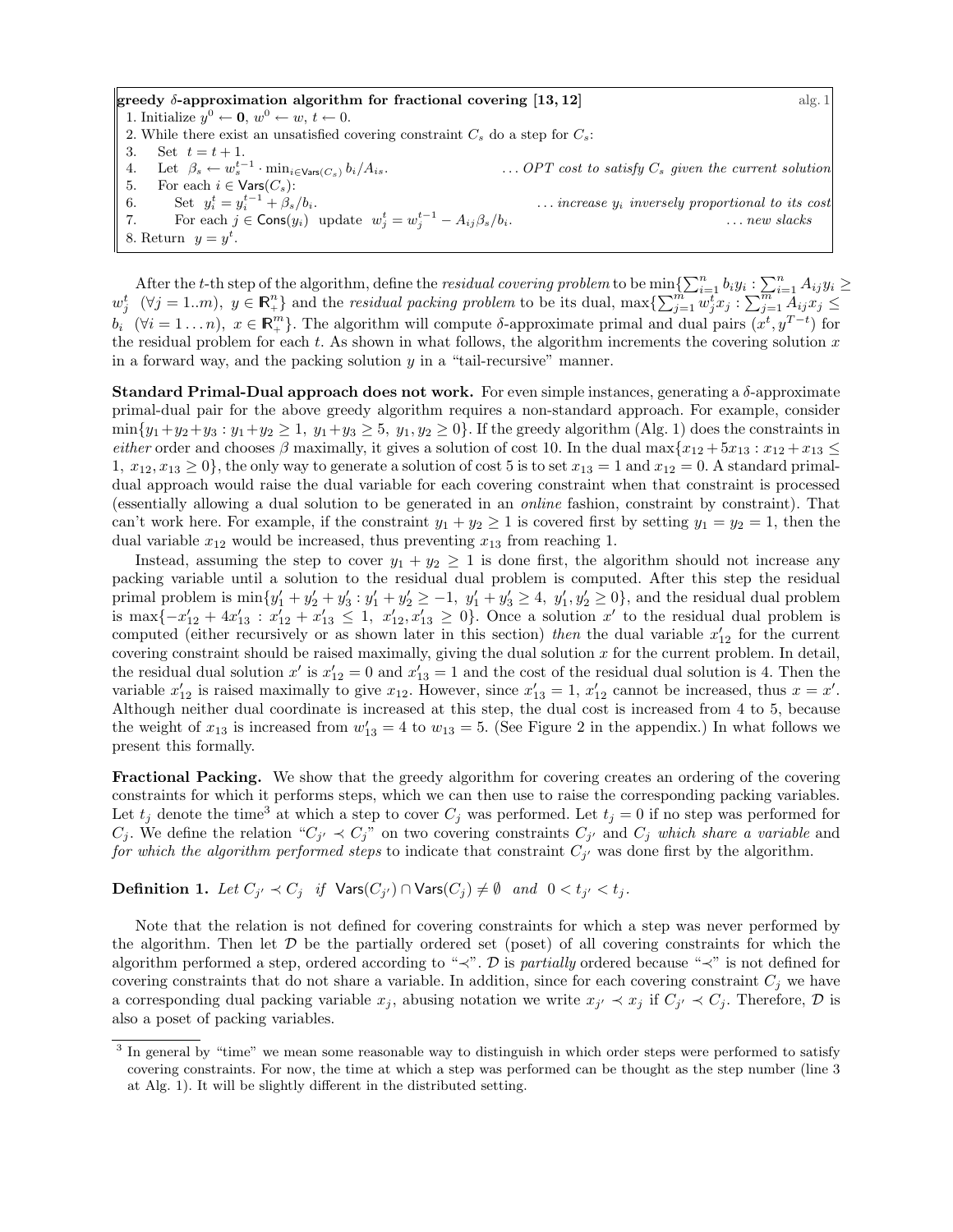**greedy $\delta$-approximation algorithm for fractional covering [13, 12]** alg. 1

1. Initialize $y^0 \leftarrow \mathbf{0}$, $w^0 \leftarrow w$, $t \leftarrow 0$.
2. While there exist an unsatisfied covering constraint $C_s$ do a step for $C_s$:
3. Set $t = t + 1$.
4. Let $\beta_s \leftarrow w_s^{t-1} \cdot \min_{i \in \mathsf{Vars}(C_s)} b_i / A_{is}$. ... *OPT cost to satisfy $C_s$ given the current solution*
5. For each $i \in \mathsf{Vars}(C_s)$:
6. Set $y_i^t = y_i^{t-1} + \beta_s / b_i$. ... *increase $y_i$ inversely proportional to its cost*
7. For each $j \in \mathsf{Cons}(y_i)$ update $w_j^t = w_j^{t-1} - A_{ij}\beta_s / b_i$. ... *new slacks*
8. Return $y = y^t$.

After the $t$-th step of the algorithm, define the *residual covering problem* to be $\min\{\sum_{i=1}^n b_i y_i : \sum_{i=1}^n A_{ij} y_i \geq w_j^t \ \ (\forall j = 1..m),\ y \in \mathbb{R}_+^n\}$ and the *residual packing problem* to be its dual, $\max\{\sum_{j=1}^m w_j^t x_j : \sum_{j=1}^m A_{ij} x_j \leq b_i \ \ (\forall i = 1 \ldots n),\ x \in \mathbb{R}_+^m\}$. The algorithm will compute $\delta$-approximate primal and dual pairs $(x^t, y^{T-t})$ for the residual problem for each $t$. As shown in what follows, the algorithm increments the covering solution $x$ in a forward way, and the packing solution $y$ in a "tail-recursive" manner.

**Standard Primal-Dual approach does not work.** For even simple instances, generating a $\delta$-approximate primal-dual pair for the above greedy algorithm requires a non-standard approach. For example, consider $\min\{y_1 + y_2 + y_3 : y_1 + y_2 \geq 1,\ y_1 + y_3 \geq 5,\ y_1, y_2 \geq 0\}$. If the greedy algorithm (Alg. 1) does the constraints in *either* order and chooses $\beta$ maximally, it gives a solution of cost 10. In the dual $\max\{x_{12} + 5x_{13} : x_{12} + x_{13} \leq 1,\ x_{12}, x_{13} \geq 0\}$, the only way to generate a solution of cost 5 is to set $x_{13} = 1$ and $x_{12} = 0$. A standard primal-dual approach would raise the dual variable for each covering constraint when that constraint is processed (essentially allowing a dual solution to be generated in an *online* fashion, constraint by constraint). That can't work here. For example, if the constraint $y_1 + y_2 \geq 1$ is covered first by setting $y_1 = y_2 = 1$, then the dual variable $x_{12}$ would be increased, thus preventing $x_{13}$ from reaching 1.

Instead, assuming the step to cover $y_1 + y_2 \geq 1$ is done first, the algorithm should not increase any packing variable until a solution to the residual dual problem is computed. After this step the residual primal problem is $\min\{y_1' + y_2' + y_3' : y_1' + y_2' \geq -1,\ y_1' + y_3' \geq 4,\ y_1', y_2' \geq 0\}$, and the residual dual problem is $\max\{-x_{12}' + 4x_{13}' : x_{12}' + x_{13}' \leq 1,\ x_{12}', x_{13}' \geq 0\}$. Once a solution $x'$ to the residual dual problem is computed (either recursively or as shown later in this section) *then* the dual variable $x_{12}'$ for the current covering constraint should be raised maximally, giving the dual solution $x$ for the current problem. In detail, the residual dual solution $x'$ is $x_{12}' = 0$ and $x_{13}' = 1$ and the cost of the residual dual solution is 4. Then the variable $x_{12}'$ is raised maximally to give $x_{12}$. However, since $x_{13}' = 1$, $x_{12}'$ cannot be increased, thus $x = x'$. Although neither dual coordinate is increased at this step, the dual cost is increased from 4 to 5, because the weight of $x_{13}$ is increased from $w_{13}' = 4$ to $w_{13} = 5$. (See Figure 2 in the appendix.) In what follows we present this formally.

**Fractional Packing.** We show that the greedy algorithm for covering creates an ordering of the covering constraints for which it performs steps, which we can then use to raise the corresponding packing variables. Let $t_j$ denote the time[3] at which a step to cover $C_j$ was performed. Let $t_j = 0$ if no step was performed for $C_j$. We define the relation "$C_{j'} \prec C_j$" on two covering constraints $C_{j'}$ and $C_j$ *which share a variable* and *for which the algorithm performed steps* to indicate that constraint $C_{j'}$ was done first by the algorithm.

**Definition 1.** *Let $C_{j'} \prec C_j$ if $\mathsf{Vars}(C_{j'}) \cap \mathsf{Vars}(C_j) \neq \emptyset$ and $0 < t_{j'} < t_j$.*

Note that the relation is not defined for covering constraints for which a step was never performed by the algorithm. Then let $\mathcal{D}$ be the partially ordered set (poset) of all covering constraints for which the algorithm performed a step, ordered according to "$\prec$". $\mathcal{D}$ is *partially* ordered because "$\prec$" is not defined for covering constraints that do not share a variable. In addition, since for each covering constraint $C_j$ we have a corresponding dual packing variable $x_j$, abusing notation we write $x_{j'} \prec x_j$ if $C_{j'} \prec C_j$. Therefore, $\mathcal{D}$ is also a poset of packing variables.

---

[3] In general by "time" we mean some reasonable way to distinguish in which order steps were performed to satisfy covering constraints. For now, the time at which a step was performed can be thought as the step number (line 3 at Alg. 1). It will be slightly different in the distributed setting.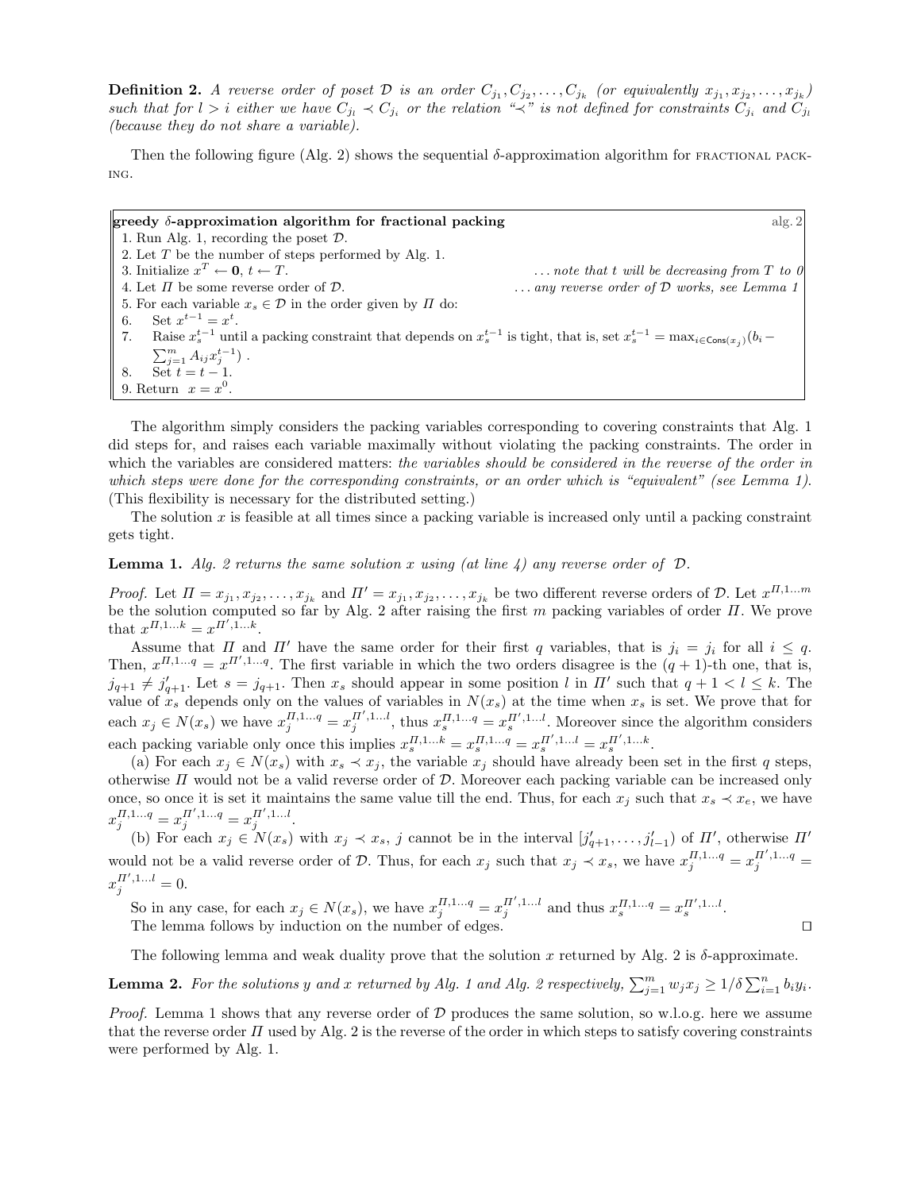**Definition 2.** *A reverse order of poset $\mathcal{D}$ is an order $C_{j_1}, C_{j_2}, \ldots, C_{j_k}$ (or equivalently $x_{j_1}, x_{j_2}, \ldots, x_{j_k}$) such that for $l > i$ either we have $C_{j_l} \prec C_{j_i}$ or the relation "$\prec$" is not defined for constraints $C_{j_i}$ and $C_{j_l}$ (because they do not share a variable).*

Then the following figure (Alg. 2) shows the sequential $\delta$-approximation algorithm for FRACTIONAL PACKING.

**greedy $\delta$-approximation algorithm for fractional packing** — alg. 2

1. Run Alg. 1, recording the poset $\mathcal{D}$.
2. Let $T$ be the number of steps performed by Alg. 1.
3. Initialize $x^T \leftarrow \mathbf{0}$, $t \leftarrow T$. ... *note that $t$ will be decreasing from $T$ to 0*
4. Let $\Pi$ be some reverse order of $\mathcal{D}$. ... *any reverse order of $\mathcal{D}$ works, see Lemma 1*
5. For each variable $x_s \in \mathcal{D}$ in the order given by $\Pi$ do:
6. Set $x^{t-1} = x^t$.
7. Raise $x_s^{t-1}$ until a packing constraint that depends on $x_s^{t-1}$ is tight, that is, set $x_s^{t-1} = \max_{i \in \mathsf{Cons}(x_j)}(b_i - \sum_{j=1}^m A_{ij} x_j^{t-1})$ .
8. Set $t = t - 1$.
9. Return $x = x^0$.

The algorithm simply considers the packing variables corresponding to covering constraints that Alg. 1 did steps for, and raises each variable maximally without violating the packing constraints. The order in which the variables are considered matters: *the variables should be considered in the reverse of the order in which steps were done for the corresponding constraints, or an order which is "equivalent" (see Lemma 1).* (This flexibility is necessary for the distributed setting.)

The solution $x$ is feasible at all times since a packing variable is increased only until a packing constraint gets tight.

**Lemma 1.** *Alg. 2 returns the same solution $x$ using (at line 4) any reverse order of $\mathcal{D}$.*

*Proof.* Let $\Pi = x_{j_1}, x_{j_2}, \ldots, x_{j_k}$ and $\Pi' = x_{j_1}, x_{j_2}, \ldots, x_{j_k}$ be two different reverse orders of $\mathcal{D}$. Let $x^{\Pi,1\ldots m}$ be the solution computed so far by Alg. 2 after raising the first $m$ packing variables of order $\Pi$. We prove that $x^{\Pi,1\ldots k} = x^{\Pi',1\ldots k}$.

Assume that $\Pi$ and $\Pi'$ have the same order for their first $q$ variables, that is $j_i = j_i$ for all $i \leq q$. Then, $x^{\Pi,1\ldots q} = x^{\Pi',1\ldots q}$. The first variable in which the two orders disagree is the $(q+1)$-th one, that is, $j_{q+1} \neq j'_{q+1}$. Let $s = j_{q+1}$. Then $x_s$ should appear in some position $l$ in $\Pi'$ such that $q+1 < l \leq k$. The value of $x_s$ depends only on the values of variables in $N(x_s)$ at the time when $x_s$ is set. We prove that for each $x_j \in N(x_s)$ we have $x_j^{\Pi,1\ldots q} = x_j^{\Pi',1\ldots l}$, thus $x_s^{\Pi,1\ldots q} = x_s^{\Pi',1\ldots l}$. Moreover since the algorithm considers each packing variable only once this implies $x_s^{\Pi,1\ldots k} = x_s^{\Pi,1\ldots q} = x_s^{\Pi',1\ldots l} = x_s^{\Pi',1\ldots k}$.

(a) For each $x_j \in N(x_s)$ with $x_s \prec x_j$, the variable $x_j$ should have already been set in the first $q$ steps, otherwise $\Pi$ would not be a valid reverse order of $\mathcal{D}$. Moreover each packing variable can be increased only once, so once it is set it maintains the same value till the end. Thus, for each $x_j$ such that $x_s \prec x_e$, we have $x_j^{\Pi,1\ldots q} = x_j^{\Pi',1\ldots q} = x_j^{\Pi',1\ldots l}$.

(b) For each $x_j \in N(x_s)$ with $x_j \prec x_s$, $j$ cannot be in the interval $[j'_{q+1}, \ldots, j'_{l-1})$ of $\Pi'$, otherwise $\Pi'$ would not be a valid reverse order of $\mathcal{D}$. Thus, for each $x_j$ such that $x_j \prec x_s$, we have $x_j^{\Pi,1\ldots q} = x_j^{\Pi',1\ldots q} = x_j^{\Pi',1\ldots l} = 0$.

So in any case, for each $x_j \in N(x_s)$, we have $x_j^{\Pi,1\ldots q} = x_j^{\Pi',1\ldots l}$ and thus $x_s^{\Pi,1\ldots q} = x_s^{\Pi',1\ldots l}$.
The lemma follows by induction on the number of edges. □

The following lemma and weak duality prove that the solution $x$ returned by Alg. 2 is $\delta$-approximate.

**Lemma 2.** *For the solutions $y$ and $x$ returned by Alg. 1 and Alg. 2 respectively, $\sum_{j=1}^m w_j x_j \geq 1/\delta \sum_{i=1}^n b_i y_i$.*

*Proof.* Lemma 1 shows that any reverse order of $\mathcal{D}$ produces the same solution, so w.l.o.g. here we assume that the reverse order $\Pi$ used by Alg. 2 is the reverse of the order in which steps to satisfy covering constraints were performed by Alg. 1.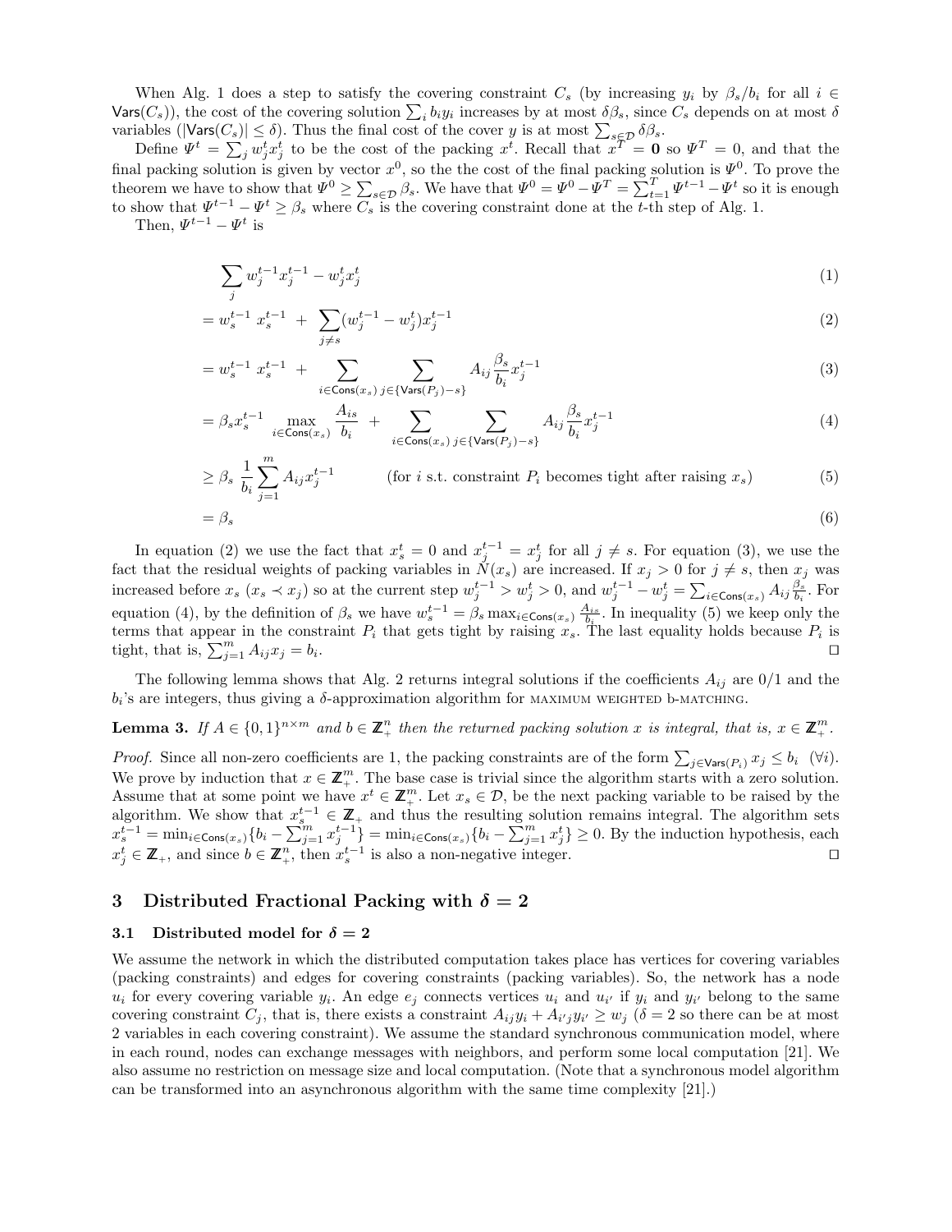When Alg. 1 does a step to satisfy the covering constraint $C_s$ (by increasing $y_i$ by $\beta_s/b_i$ for all $i \in \mathsf{Vars}(C_s)$), the cost of the covering solution $\sum_i b_i y_i$ increases by at most $\delta\beta_s$, since $C_s$ depends on at most $\delta$ variables ($|\mathsf{Vars}(C_s)| \le \delta$). Thus the final cost of the cover $y$ is at most $\sum_{s\in\mathcal{D}} \delta\beta_s$.

Define $\Psi^t = \sum_j w_j^t x_j^t$ to be the cost of the packing $x^t$. Recall that $x^T = \mathbf{0}$ so $\Psi^T = 0$, and that the final packing solution is given by vector $x^0$, so the the cost of the final packing solution is $\Psi^0$. To prove the theorem we have to show that $\Psi^0 \ge \sum_{s\in\mathcal{D}} \beta_s$. We have that $\Psi^0 = \Psi^0 - \Psi^T = \sum_{t=1}^T \Psi^{t-1} - \Psi^t$ so it is enough to show that $\Psi^{t-1} - \Psi^t \ge \beta_s$ where $C_s$ is the covering constraint done at the $t$-th step of Alg. 1.

Then, $\Psi^{t-1} - \Psi^t$ is

$$\sum_j w_j^{t-1} x_j^{t-1} - w_j^t x_j^t \tag{1}$$

$$= w_s^{t-1}\ x_s^{t-1} \ + \ \sum_{j\ne s} (w_j^{t-1} - w_j^t) x_j^{t-1} \tag{2}$$

$$= w_s^{t-1}\ x_s^{t-1} \ + \sum_{i\in\mathsf{Cons}(x_s)} \ \sum_{j\in\{\mathsf{Vars}(P_j)-s\}} A_{ij}\frac{\beta_s}{b_i} x_j^{t-1} \tag{3}$$

$$= \beta_s x_s^{t-1} \max_{i\in\mathsf{Cons}(x_s)} \frac{A_{is}}{b_i} \ + \sum_{i\in\mathsf{Cons}(x_s)} \ \sum_{j\in\{\mathsf{Vars}(P_j)-s\}} A_{ij}\frac{\beta_s}{b_i} x_j^{t-1} \tag{4}$$

$$\ge \beta_s \ \frac{1}{b_i}\sum_{j=1}^m A_{ij} x_j^{t-1} \qquad \text{(for } i \text{ s.t. constraint } P_i \text{ becomes tight after raising } x_s\text{)} \tag{5}$$

$$= \beta_s \tag{6}$$

In equation (2) we use the fact that $x_s^t = 0$ and $x_j^{t-1} = x_j^t$ for all $j \ne s$. For equation (3), we use the fact that the residual weights of packing variables in $N(x_s)$ are increased. If $x_j > 0$ for $j \ne s$, then $x_j$ was increased before $x_s$ ($x_s \prec x_j$) so at the current step $w_j^{t-1} > w_j^t > 0$, and $w_j^{t-1} - w_j^t = \sum_{i\in\mathsf{Cons}(x_s)} A_{ij}\frac{\beta_s}{b_i}$. For equation (4), by the definition of $\beta_s$ we have $w_s^{t-1} = \beta_s \max_{i\in\mathsf{Cons}(x_s)} \frac{A_{is}}{b_i}$. In inequality (5) we keep only the terms that appear in the constraint $P_i$ that gets tight by raising $x_s$. The last equality holds because $P_i$ is tight, that is, $\sum_{j=1}^m A_{ij} x_j = b_i$. ◻

The following lemma shows that Alg. 2 returns integral solutions if the coefficients $A_{ij}$ are 0/1 and the $b_i$'s are integers, thus giving a $\delta$-approximation algorithm for MAXIMUM WEIGHTED B-MATCHING.

**Lemma 3.** *If $A \in \{0,1\}^{n\times m}$ and $b \in \mathbb{Z}_+^n$ then the returned packing solution $x$ is integral, that is, $x \in \mathbb{Z}_+^m$.*

*Proof.* Since all non-zero coefficients are 1, the packing constraints are of the form $\sum_{j\in\mathsf{Vars}(P_i)} x_j \le b_i \ \ (\forall i)$. We prove by induction that $x \in \mathbb{Z}_+^m$. The base case is trivial since the algorithm starts with a zero solution. Assume that at some point we have $x^t \in \mathbb{Z}_+^m$. Let $x_s \in \mathcal{D}$, be the next packing variable to be raised by the algorithm. We show that $x_s^{t-1} \in \mathbb{Z}_+$ and thus the resulting solution remains integral. The algorithm sets $x_s^{t-1} = \min_{i\in\mathsf{Cons}(x_s)}\{b_i - \sum_{j=1}^m x_j^{t-1}\} = \min_{i\in\mathsf{Cons}(x_s)}\{b_i - \sum_{j=1}^m x_j^t\} \ge 0$. By the induction hypothesis, each $x_j^t \in \mathbb{Z}_+$, and since $b \in \mathbb{Z}_+^n$, then $x_s^{t-1}$ is also a non-negative integer. ◻

## 3 Distributed Fractional Packing with $\delta = 2$

### 3.1 Distributed model for $\delta = 2$

We assume the network in which the distributed computation takes place has vertices for covering variables (packing constraints) and edges for covering constraints (packing variables). So, the network has a node $u_i$ for every covering variable $y_i$. An edge $e_j$ connects vertices $u_i$ and $u_{i'}$ if $y_i$ and $y_{i'}$ belong to the same covering constraint $C_j$, that is, there exists a constraint $A_{ij}y_i + A_{i'j}y_{i'} \ge w_j$ ($\delta = 2$ so there can be at most 2 variables in each covering constraint). We assume the standard synchronous communication model, where in each round, nodes can exchange messages with neighbors, and perform some local computation [21]. We also assume no restriction on message size and local computation. (Note that a synchronous model algorithm can be transformed into an asynchronous algorithm with the same time complexity [21].)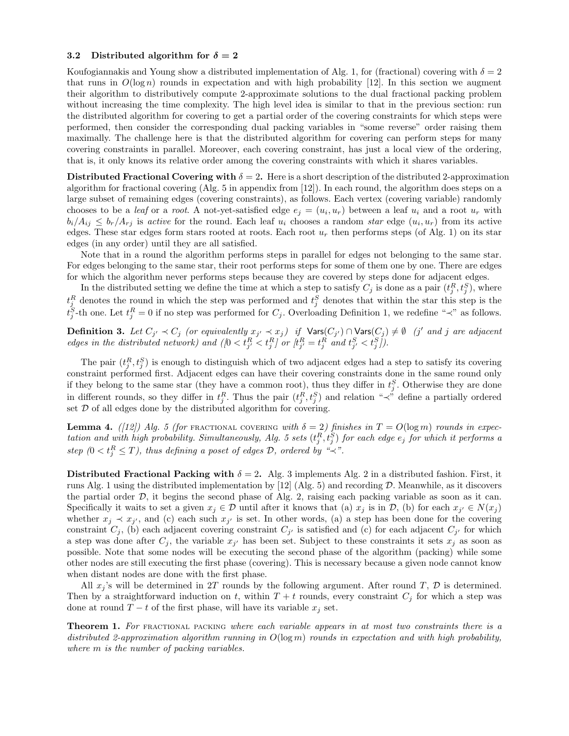### 3.2 Distributed algorithm for $\delta = 2$

Koufogiannakis and Young show a distributed implementation of Alg. 1, for (fractional) covering with $\delta = 2$ that runs in $O(\log n)$ rounds in expectation and with high probability [12]. In this section we augment their algorithm to distributively compute 2-approximate solutions to the dual fractional packing problem without increasing the time complexity. The high level idea is similar to that in the previous section: run the distributed algorithm for covering to get a partial order of the covering constraints for which steps were performed, then consider the corresponding dual packing variables in "some reverse" order raising them maximally. The challenge here is that the distributed algorithm for covering can perform steps for many covering constraints in parallel. Moreover, each covering constraint, has just a local view of the ordering, that is, it only knows its relative order among the covering constraints with which it shares variables.

**Distributed Fractional Covering with $\delta = 2$.** Here is a short description of the distributed 2-approximation algorithm for fractional covering (Alg. 5 in appendix from [12]). In each round, the algorithm does steps on a large subset of remaining edges (covering constraints), as follows. Each vertex (covering variable) randomly chooses to be a *leaf* or a *root*. A not-yet-satisfied edge $e_j = (u_i, u_r)$ between a leaf $u_i$ and a root $u_r$ with $b_i/A_{ij} \leq b_r/A_{rj}$ is *active* for the round. Each leaf $u_i$ chooses a random *star* edge $(u_i, u_r)$ from its active edges. These star edges form stars rooted at roots. Each root $u_r$ then performs steps (of Alg. 1) on its star edges (in any order) until they are all satisfied.

Note that in a round the algorithm performs steps in parallel for edges not belonging to the same star. For edges belonging to the same star, their root performs steps for some of them one by one. There are edges for which the algorithm never performs steps because they are covered by steps done for adjacent edges.

In the distributed setting we define the time at which a step to satisfy $C_j$ is done as a pair $(t_j^R, t_j^S)$, where $t_j^R$ denotes the round in which the step was performed and $t_j^S$ denotes that within the star this step is the $t_j^S$-th one. Let $t_j^R = 0$ if no step was performed for $C_j$. Overloading Definition 1, we redefine "$\prec$" as follows.

**Definition 3.** *Let $C_{j'} \prec C_j$ (or equivalently $x_{j'} \prec x_j$) if $\mathsf{Vars}(C_{j'}) \cap \mathsf{Vars}(C_j) \neq \emptyset$ ($j'$ and $j$ are adjacent edges in the distributed network) and ($[0 < t_{j'}^R < t_j^R]$ or $[t_{j'}^R = t_j^R$ and $t_{j'}^S < t_j^S]$).*

The pair $(t_j^R, t_j^S)$ is enough to distinguish which of two adjacent edges had a step to satisfy its covering constraint performed first. Adjacent edges can have their covering constraints done in the same round only if they belong to the same star (they have a common root), thus they differ in $t_j^S$. Otherwise they are done in different rounds, so they differ in $t_j^R$. Thus the pair $(t_j^R, t_j^S)$ and relation "$\prec$" define a partially ordered set $\mathcal{D}$ of all edges done by the distributed algorithm for covering.

**Lemma 4.** *([12]) Alg. 5 (for* FRACTIONAL COVERING *with $\delta = 2$) finishes in $T = O(\log m)$ rounds in expectation and with high probability. Simultaneously, Alg. 5 sets $(t_j^R, t_j^S)$ for each edge $e_j$ for which it performs a step ($0 < t_j^R \leq T$), thus defining a poset of edges $\mathcal{D}$, ordered by "$\prec$".*

**Distributed Fractional Packing with $\delta = 2$.** Alg. 3 implements Alg. 2 in a distributed fashion. First, it runs Alg. 1 using the distributed implementation by [12] (Alg. 5) and recording $\mathcal{D}$. Meanwhile, as it discovers the partial order $\mathcal{D}$, it begins the second phase of Alg. 2, raising each packing variable as soon as it can. Specifically it waits to set a given $x_j \in \mathcal{D}$ until after it knows that (a) $x_j$ is in $\mathcal{D}$, (b) for each $x_{j'} \in N(x_j)$ whether $x_j \prec x_{j'}$, and (c) each such $x_{j'}$ is set. In other words, (a) a step has been done for the covering constraint $C_j$, (b) each adjacent covering constraint $C_{j'}$ is satisfied and (c) for each adjacent $C_{j'}$ for which a step was done after $C_j$, the variable $x_{j'}$ has been set. Subject to these constraints it sets $x_j$ as soon as possible. Note that some nodes will be executing the second phase of the algorithm (packing) while some other nodes are still executing the first phase (covering). This is necessary because a given node cannot know when distant nodes are done with the first phase.

All $x_j$'s will be determined in $2T$ rounds by the following argument. After round $T$, $\mathcal{D}$ is determined. Then by a straightforward induction on $t$, within $T + t$ rounds, every constraint $C_j$ for which a step was done at round $T - t$ of the first phase, will have its variable $x_j$ set.

**Theorem 1.** *For* FRACTIONAL PACKING *where each variable appears in at most two constraints there is a distributed 2-approximation algorithm running in $O(\log m)$ rounds in expectation and with high probability, where $m$ is the number of packing variables.*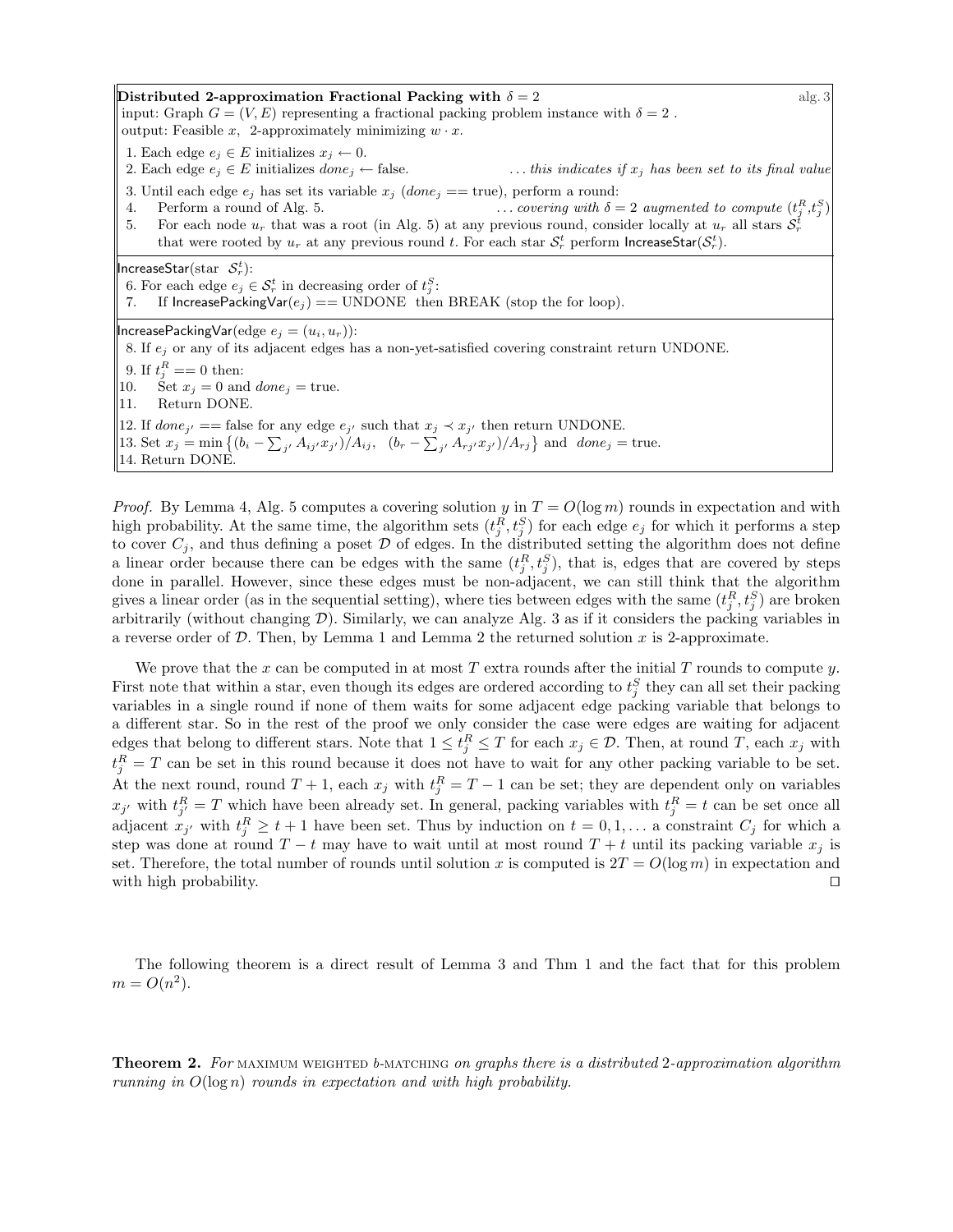**Distributed 2-approximation Fractional Packing with $\delta = 2$** alg. 3

input: Graph $G = (V, E)$ representing a fractional packing problem instance with $\delta = 2$ .
output: Feasible $x$, 2-approximately minimizing $w \cdot x$.

1. Each edge $e_j \in E$ initializes $x_j \leftarrow 0$.
2. Each edge $e_j \in E$ initializes $done_j \leftarrow$ false. *... this indicates if $x_j$ has been set to its final value*
3. Until each edge $e_j$ has set its variable $x_j$ ($done_j ==$ true), perform a round:
4. Perform a round of Alg. 5. *... covering with $\delta = 2$ augmented to compute $(t_j^R, t_j^S)$*
5. For each node $u_r$ that was a root (in Alg. 5) at any previous round, consider locally at $u_r$ all stars $\mathcal{S}_r^t$ that were rooted by $u_r$ at any previous round $t$. For each star $\mathcal{S}_r^t$ perform IncreaseStar($\mathcal{S}_r^t$).

IncreaseStar(star $\mathcal{S}_r^t$):

6. For each edge $e_j \in \mathcal{S}_r^t$ in decreasing order of $t_j^S$:
7. If IncreasePackingVar($e_j$) == UNDONE then BREAK (stop the for loop).

IncreasePackingVar(edge $e_j = (u_i, u_r)$):

8. If $e_j$ or any of its adjacent edges has a non-yet-satisfied covering constraint return UNDONE.
9. If $t_j^R == 0$ then:
10. Set $x_j = 0$ and $done_j =$ true.
11. Return DONE.
12. If $done_{j'} ==$ false for any edge $e_{j'}$ such that $x_j \prec x_{j'}$ then return UNDONE.
13. Set $x_j = \min\left\{(b_i - \sum_{j'} A_{ij'}x_{j'})/A_{ij}, \;\; (b_r - \sum_{j'} A_{rj'}x_{j'})/A_{rj}\right\}$ and $done_j =$ true.
14. Return DONE.

*Proof.* By Lemma 4, Alg. 5 computes a covering solution $y$ in $T = O(\log m)$ rounds in expectation and with high probability. At the same time, the algorithm sets $(t_j^R, t_j^S)$ for each edge $e_j$ for which it performs a step to cover $C_j$, and thus defining a poset $\mathcal{D}$ of edges. In the distributed setting the algorithm does not define a linear order because there can be edges with the same $(t_j^R, t_j^S)$, that is, edges that are covered by steps done in parallel. However, since these edges must be non-adjacent, we can still think that the algorithm gives a linear order (as in the sequential setting), where ties between edges with the same $(t_j^R, t_j^S)$ are broken arbitrarily (without changing $\mathcal{D}$). Similarly, we can analyze Alg. 3 as if it considers the packing variables in a reverse order of $\mathcal{D}$. Then, by Lemma 1 and Lemma 2 the returned solution $x$ is 2-approximate.

We prove that the $x$ can be computed in at most $T$ extra rounds after the initial $T$ rounds to compute $y$. First note that within a star, even though its edges are ordered according to $t_j^S$ they can all set their packing variables in a single round if none of them waits for some adjacent edge packing variable that belongs to a different star. So in the rest of the proof we only consider the case were edges are waiting for adjacent edges that belong to different stars. Note that $1 \leq t_j^R \leq T$ for each $x_j \in \mathcal{D}$. Then, at round $T$, each $x_j$ with $t_j^R = T$ can be set in this round because it does not have to wait for any other packing variable to be set. At the next round, round $T + 1$, each $x_j$ with $t_j^R = T - 1$ can be set; they are dependent only on variables $x_{j'}$ with $t_{j'}^R = T$ which have been already set. In general, packing variables with $t_j^R = t$ can be set once all adjacent $x_{j'}$ with $t_j^R \geq t + 1$ have been set. Thus by induction on $t = 0, 1, \ldots$ a constraint $C_j$ for which a step was done at round $T - t$ may have to wait until at most round $T + t$ until its packing variable $x_j$ is set. Therefore, the total number of rounds until solution $x$ is computed is $2T = O(\log m)$ in expectation and with high probability. ◻

The following theorem is a direct result of Lemma 3 and Thm 1 and the fact that for this problem $m = O(n^2)$.

**Theorem 2.** *For* MAXIMUM WEIGHTED $b$-MATCHING *on graphs there is a distributed* 2*-approximation algorithm running in $O(\log n)$ rounds in expectation and with high probability.*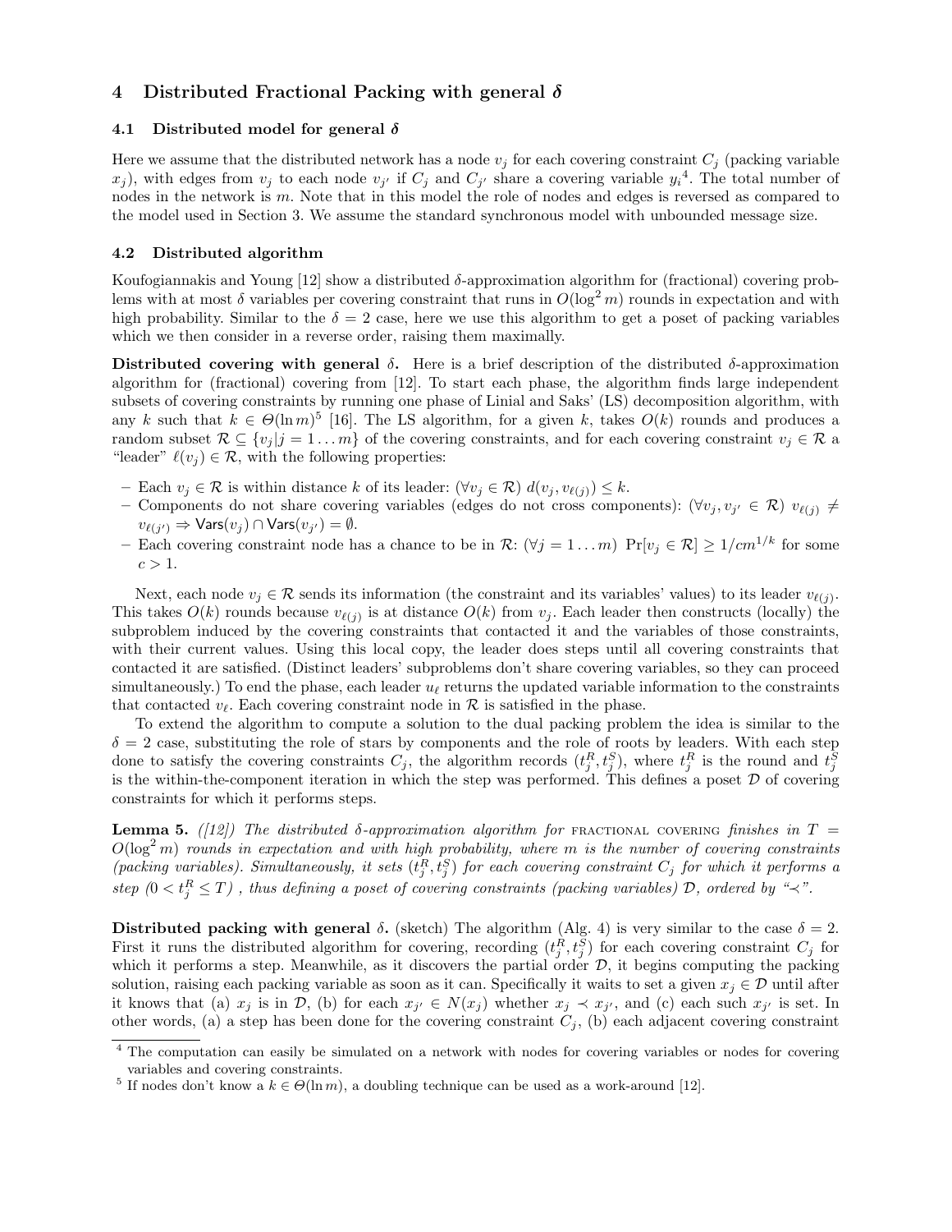## 4 Distributed Fractional Packing with general $\delta$

### 4.1 Distributed model for general $\delta$

Here we assume that the distributed network has a node $v_j$ for each covering constraint $C_j$ (packing variable $x_j$), with edges from $v_j$ to each node $v_{j'}$ if $C_j$ and $C_{j'}$ share a covering variable $y_i$[4]. The total number of nodes in the network is $m$. Note that in this model the role of nodes and edges is reversed as compared to the model used in Section 3. We assume the standard synchronous model with unbounded message size.

### 4.2 Distributed algorithm

Koufogiannakis and Young [12] show a distributed $\delta$-approximation algorithm for (fractional) covering problems with at most $\delta$ variables per covering constraint that runs in $O(\log^2 m)$ rounds in expectation and with high probability. Similar to the $\delta = 2$ case, here we use this algorithm to get a poset of packing variables which we then consider in a reverse order, raising them maximally.

**Distributed covering with general $\delta$.** Here is a brief description of the distributed $\delta$-approximation algorithm for (fractional) covering from [12]. To start each phase, the algorithm finds large independent subsets of covering constraints by running one phase of Linial and Saks' (LS) decomposition algorithm, with any $k$ such that $k \in \Theta(\ln m)$[5] [16]. The LS algorithm, for a given $k$, takes $O(k)$ rounds and produces a random subset $\mathcal{R} \subseteq \{v_j | j = 1 \dots m\}$ of the covering constraints, and for each covering constraint $v_j \in \mathcal{R}$ a "leader" $\ell(v_j) \in \mathcal{R}$, with the following properties:

- Each $v_j \in \mathcal{R}$ is within distance $k$ of its leader: $(\forall v_j \in \mathcal{R})\ d(v_j, v_{\ell(j)}) \leq k$.
- Components do not share covering variables (edges do not cross components): $(\forall v_j, v_{j'} \in \mathcal{R})\ v_{\ell(j)} \neq v_{\ell(j')} \Rightarrow \mathsf{Vars}(v_j) \cap \mathsf{Vars}(v_{j'}) = \emptyset$.
- Each covering constraint node has a chance to be in $\mathcal{R}$: $(\forall j = 1 \dots m)\ \Pr[v_j \in \mathcal{R}] \geq 1/cm^{1/k}$ for some $c > 1$.

Next, each node $v_j \in \mathcal{R}$ sends its information (the constraint and its variables' values) to its leader $v_{\ell(j)}$. This takes $O(k)$ rounds because $v_{\ell(j)}$ is at distance $O(k)$ from $v_j$. Each leader then constructs (locally) the subproblem induced by the covering constraints that contacted it and the variables of those constraints, with their current values. Using this local copy, the leader does steps until all covering constraints that contacted it are satisfied. (Distinct leaders' subproblems don't share covering variables, so they can proceed simultaneously.) To end the phase, each leader $u_\ell$ returns the updated variable information to the constraints that contacted $v_\ell$. Each covering constraint node in $\mathcal{R}$ is satisfied in the phase.

To extend the algorithm to compute a solution to the dual packing problem the idea is similar to the $\delta = 2$ case, substituting the role of stars by components and the role of roots by leaders. With each step done to satisfy the covering constraints $C_j$, the algorithm records $(t_j^R, t_j^S)$, where $t_j^R$ is the round and $t_j^S$ is the within-the-component iteration in which the step was performed. This defines a poset $\mathcal{D}$ of covering constraints for which it performs steps.

**Lemma 5.** *([12]) The distributed $\delta$-approximation algorithm for* FRACTIONAL COVERING *finishes in $T = O(\log^2 m)$ rounds in expectation and with high probability, where $m$ is the number of covering constraints (packing variables). Simultaneously, it sets $(t_j^R, t_j^S)$ for each covering constraint $C_j$ for which it performs a step $(0 < t_j^R \leq T)$, thus defining a poset of covering constraints (packing variables) $\mathcal{D}$, ordered by "$\prec$".*

**Distributed packing with general $\delta$.** (sketch) The algorithm (Alg. 4) is very similar to the case $\delta = 2$. First it runs the distributed algorithm for covering, recording $(t_j^R, t_j^S)$ for each covering constraint $C_j$ for which it performs a step. Meanwhile, as it discovers the partial order $\mathcal{D}$, it begins computing the packing solution, raising each packing variable as soon as it can. Specifically it waits to set a given $x_j \in \mathcal{D}$ until after it knows that (a) $x_j$ is in $\mathcal{D}$, (b) for each $x_{j'} \in N(x_j)$ whether $x_j \prec x_{j'}$, and (c) each such $x_{j'}$ is set. In other words, (a) a step has been done for the covering constraint $C_j$, (b) each adjacent covering constraint

[4] The computation can easily be simulated on a network with nodes for covering variables or nodes for covering variables and covering constraints.

[5] If nodes don't know a $k \in \Theta(\ln m)$, a doubling technique can be used as a work-around [12].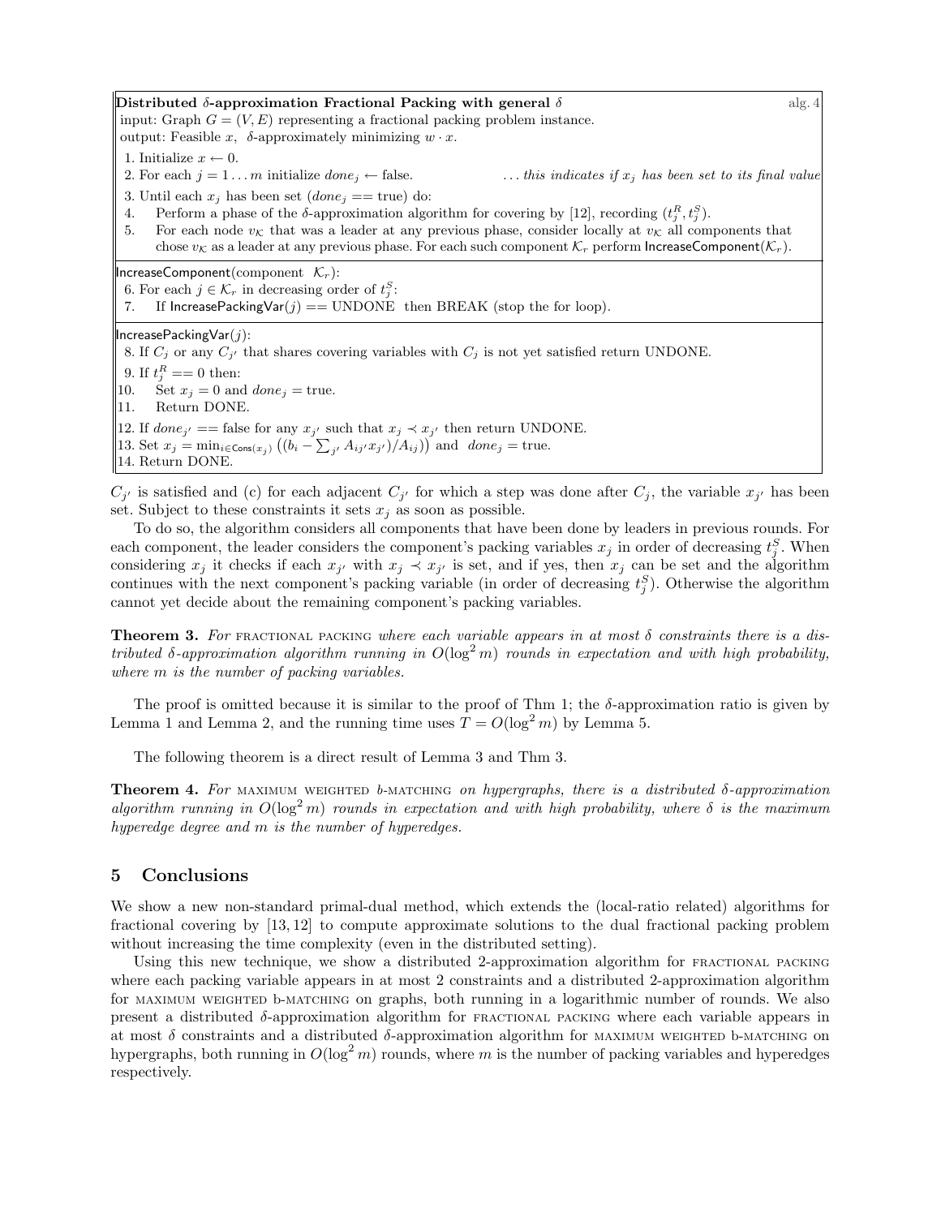**Distributed $\delta$-approximation Fractional Packing with general $\delta$** alg. 4

input: Graph $G = (V, E)$ representing a fractional packing problem instance.
output: Feasible $x$, $\delta$-approximately minimizing $w \cdot x$.

1. Initialize $x \leftarrow 0$.
2. For each $j = 1 \ldots m$ initialize $done_j \leftarrow$ false. *. . . this indicates if $x_j$ has been set to its final value*
3. Until each $x_j$ has been set ($done_j ==$ true) do:
4. Perform a phase of the $\delta$-approximation algorithm for covering by [12], recording $(t^R_j, t^S_j)$.
5. For each node $v_\mathcal{K}$ that was a leader at any previous phase, consider locally at $v_\mathcal{K}$ all components that chose $v_\mathcal{K}$ as a leader at any previous phase. For each such component $\mathcal{K}_r$ perform IncreaseComponent($\mathcal{K}_r$).

IncreaseComponent(component $\mathcal{K}_r$):

6. For each $j \in \mathcal{K}_r$ in decreasing order of $t^S_j$:
7. If IncreasePackingVar($j$) == UNDONE then BREAK (stop the for loop).

IncreasePackingVar($j$):

8. If $C_j$ or any $C_{j'}$ that shares covering variables with $C_j$ is not yet satisfied return UNDONE.
9. If $t^R_j == 0$ then:
10. Set $x_j = 0$ and $done_j =$ true.
11. Return DONE.
12. If $done_{j'} ==$ false for any $x_{j'}$ such that $x_j \prec x_{j'}$ then return UNDONE.
13. Set $x_j = \min_{i \in \mathsf{Cons}(x_j)} \left( (b_i - \sum_{j'} A_{ij'} x_{j'})/A_{ij} \right)$ and $done_j =$ true.
14. Return DONE.

$C_{j'}$ is satisfied and (c) for each adjacent $C_{j'}$ for which a step was done after $C_j$, the variable $x_{j'}$ has been set. Subject to these constraints it sets $x_j$ as soon as possible.

To do so, the algorithm considers all components that have been done by leaders in previous rounds. For each component, the leader considers the component's packing variables $x_j$ in order of decreasing $t^S_j$. When considering $x_j$ it checks if each $x_{j'}$ with $x_j \prec x_{j'}$ is set, and if yes, then $x_j$ can be set and the algorithm continues with the next component's packing variable (in order of decreasing $t^S_j$). Otherwise the algorithm cannot yet decide about the remaining component's packing variables.

**Theorem 3.** *For* FRACTIONAL PACKING *where each variable appears in at most $\delta$ constraints there is a distributed $\delta$-approximation algorithm running in $O(\log^2 m)$ rounds in expectation and with high probability, where $m$ is the number of packing variables.*

The proof is omitted because it is similar to the proof of Thm 1; the $\delta$-approximation ratio is given by Lemma 1 and Lemma 2, and the running time uses $T = O(\log^2 m)$ by Lemma 5.

The following theorem is a direct result of Lemma 3 and Thm 3.

**Theorem 4.** *For* MAXIMUM WEIGHTED *b*-MATCHING *on hypergraphs, there is a distributed $\delta$-approximation algorithm running in $O(\log^2 m)$ rounds in expectation and with high probability, where $\delta$ is the maximum hyperedge degree and $m$ is the number of hyperedges.*

## 5 Conclusions

We show a new non-standard primal-dual method, which extends the (local-ratio related) algorithms for fractional covering by [13, 12] to compute approximate solutions to the dual fractional packing problem without increasing the time complexity (even in the distributed setting).

Using this new technique, we show a distributed 2-approximation algorithm for FRACTIONAL PACKING where each packing variable appears in at most 2 constraints and a distributed 2-approximation algorithm for MAXIMUM WEIGHTED b-MATCHING on graphs, both running in a logarithmic number of rounds. We also present a distributed $\delta$-approximation algorithm for FRACTIONAL PACKING where each variable appears in at most $\delta$ constraints and a distributed $\delta$-approximation algorithm for MAXIMUM WEIGHTED b-MATCHING on hypergraphs, both running in $O(\log^2 m)$ rounds, where $m$ is the number of packing variables and hyperedges respectively.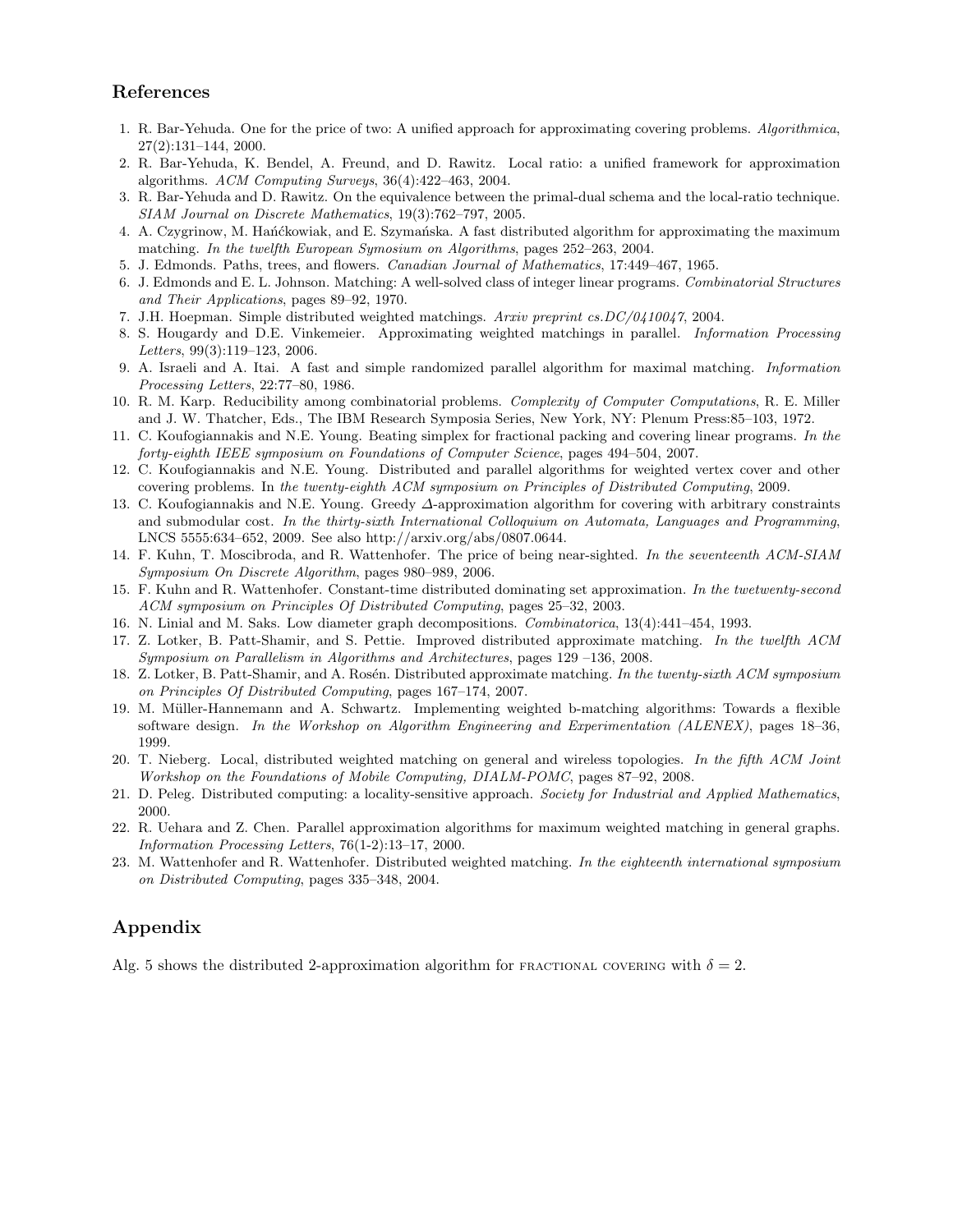## References

1. R. Bar-Yehuda. One for the price of two: A unified approach for approximating covering problems. *Algorithmica*, 27(2):131–144, 2000.
2. R. Bar-Yehuda, K. Bendel, A. Freund, and D. Rawitz. Local ratio: a unified framework for approximation algorithms. *ACM Computing Surveys*, 36(4):422–463, 2004.
3. R. Bar-Yehuda and D. Rawitz. On the equivalence between the primal-dual schema and the local-ratio technique. *SIAM Journal on Discrete Mathematics*, 19(3):762–797, 2005.
4. A. Czygrinow, M. Hańćkowiak, and E. Szymańska. A fast distributed algorithm for approximating the maximum matching. *In the twelfth European Symosium on Algorithms*, pages 252–263, 2004.
5. J. Edmonds. Paths, trees, and flowers. *Canadian Journal of Mathematics*, 17:449–467, 1965.
6. J. Edmonds and E. L. Johnson. Matching: A well-solved class of integer linear programs. *Combinatorial Structures and Their Applications*, pages 89–92, 1970.
7. J.H. Hoepman. Simple distributed weighted matchings. *Arxiv preprint cs.DC/0410047*, 2004.
8. S. Hougardy and D.E. Vinkemeier. Approximating weighted matchings in parallel. *Information Processing Letters*, 99(3):119–123, 2006.
9. A. Israeli and A. Itai. A fast and simple randomized parallel algorithm for maximal matching. *Information Processing Letters*, 22:77–80, 1986.
10. R. M. Karp. Reducibility among combinatorial problems. *Complexity of Computer Computations*, R. E. Miller and J. W. Thatcher, Eds., The IBM Research Symposia Series, New York, NY: Plenum Press:85–103, 1972.
11. C. Koufogiannakis and N.E. Young. Beating simplex for fractional packing and covering linear programs. *In the forty-eighth IEEE symposium on Foundations of Computer Science*, pages 494–504, 2007.
12. C. Koufogiannakis and N.E. Young. Distributed and parallel algorithms for weighted vertex cover and other covering problems. In *the twenty-eighth ACM symposium on Principles of Distributed Computing*, 2009.
13. C. Koufogiannakis and N.E. Young. Greedy $\Delta$-approximation algorithm for covering with arbitrary constraints and submodular cost. *In the thirty-sixth International Colloquium on Automata, Languages and Programming*, LNCS 5555:634–652, 2009. See also http://arxiv.org/abs/0807.0644.
14. F. Kuhn, T. Moscibroda, and R. Wattenhofer. The price of being near-sighted. *In the seventeenth ACM-SIAM Symposium On Discrete Algorithm*, pages 980–989, 2006.
15. F. Kuhn and R. Wattenhofer. Constant-time distributed dominating set approximation. *In the twetwenty-second ACM symposium on Principles Of Distributed Computing*, pages 25–32, 2003.
16. N. Linial and M. Saks. Low diameter graph decompositions. *Combinatorica*, 13(4):441–454, 1993.
17. Z. Lotker, B. Patt-Shamir, and S. Pettie. Improved distributed approximate matching. *In the twelfth ACM Symposium on Parallelism in Algorithms and Architectures*, pages 129 –136, 2008.
18. Z. Lotker, B. Patt-Shamir, and A. Rosén. Distributed approximate matching. *In the twenty-sixth ACM symposium on Principles Of Distributed Computing*, pages 167–174, 2007.
19. M. Müller-Hannemann and A. Schwartz. Implementing weighted b-matching algorithms: Towards a flexible software design. *In the Workshop on Algorithm Engineering and Experimentation (ALENEX)*, pages 18–36, 1999.
20. T. Nieberg. Local, distributed weighted matching on general and wireless topologies. *In the fifth ACM Joint Workshop on the Foundations of Mobile Computing, DIALM-POMC*, pages 87–92, 2008.
21. D. Peleg. Distributed computing: a locality-sensitive approach. *Society for Industrial and Applied Mathematics*, 2000.
22. R. Uehara and Z. Chen. Parallel approximation algorithms for maximum weighted matching in general graphs. *Information Processing Letters*, 76(1-2):13–17, 2000.
23. M. Wattenhofer and R. Wattenhofer. Distributed weighted matching. *In the eighteenth international symposium on Distributed Computing*, pages 335–348, 2004.

## Appendix

Alg. 5 shows the distributed 2-approximation algorithm for FRACTIONAL COVERING with $\delta = 2$.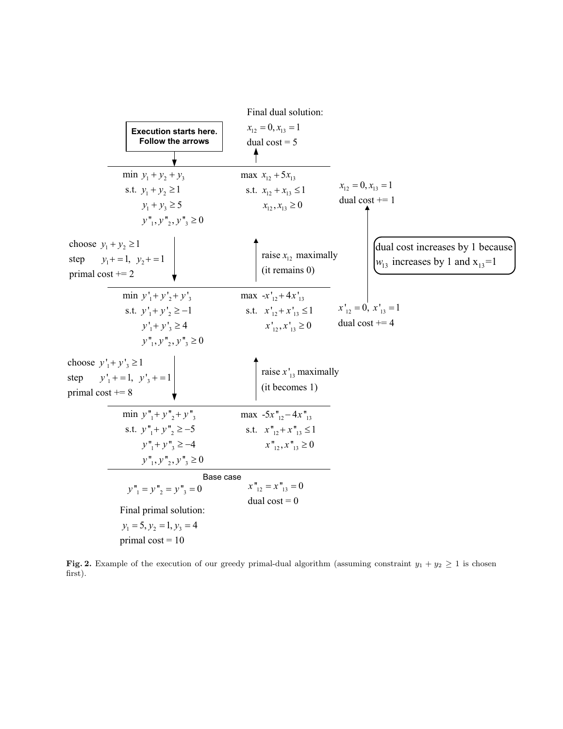Final dual solution:

$x_{12} = 0, x_{13} = 1$

dual cost = 5

**Execution starts here. Follow the arrows**

| Primal | Dual |
|---|---|
| $\min\ y_1 + y_2 + y_3$ <br> s.t. $y_1 + y_2 \geq 1$ <br> $y_1 + y_3 \geq 5$ <br> $y''_1, y''_2, y''_3 \geq 0$ | $\max\ x_{12} + 5x_{13}$ <br> s.t. $x_{12} + x_{13} \leq 1$ <br> $x_{12}, x_{13} \geq 0$ |

$x_{12} = 0, x_{13} = 1$

dual cost += 1

choose $y_1 + y_2 \geq 1$

step $y_1 += 1,\ y_2 += 1$

primal cost += 2

raise $x_{12}$ maximally (it remains 0)

dual cost increases by 1 because $w_{13}$ increases by 1 and $x_{13}=1$

| Primal | Dual |
|---|---|
| $\min\ y'_1 + y'_2 + y'_3$ <br> s.t. $y'_1 + y'_2 \geq -1$ <br> $y'_1 + y'_3 \geq 4$ <br> $y''_1, y''_2, y''_3 \geq 0$ | $\max\ -x'_{12} + 4x'_{13}$ <br> s.t. $x'_{12} + x'_{13} \leq 1$ <br> $x'_{12}, x'_{13} \geq 0$ |

$x'_{12} = 0,\ x'_{13} = 1$

dual cost += 4

choose $y'_1 + y'_3 \geq 1$

step $y'_1 += 1,\ y'_3 += 1$

primal cost += 8

raise $x'_{13}$ maximally (it becomes 1)

| Primal | Dual |
|---|---|
| $\min\ y''_1 + y''_2 + y''_3$ <br> s.t. $y''_1 + y''_2 \geq -5$ <br> $y''_1 + y''_3 \geq -4$ <br> $y''_1, y''_2, y''_3 \geq 0$ | $\max\ -5x''_{12} - 4x''_{13}$ <br> s.t. $x''_{12} + x''_{13} \leq 1$ <br> $x''_{12}, x''_{13} \geq 0$ |

Base case

$y''_1 = y''_2 = y''_3 = 0$

$x''_{12} = x''_{13} = 0$

dual cost = 0

Final primal solution:

$y_1 = 5, y_2 = 1, y_3 = 4$

primal cost = 10

**Fig. 2.** Example of the execution of our greedy primal-dual algorithm (assuming constraint $y_1 + y_2 \geq 1$ is chosen first).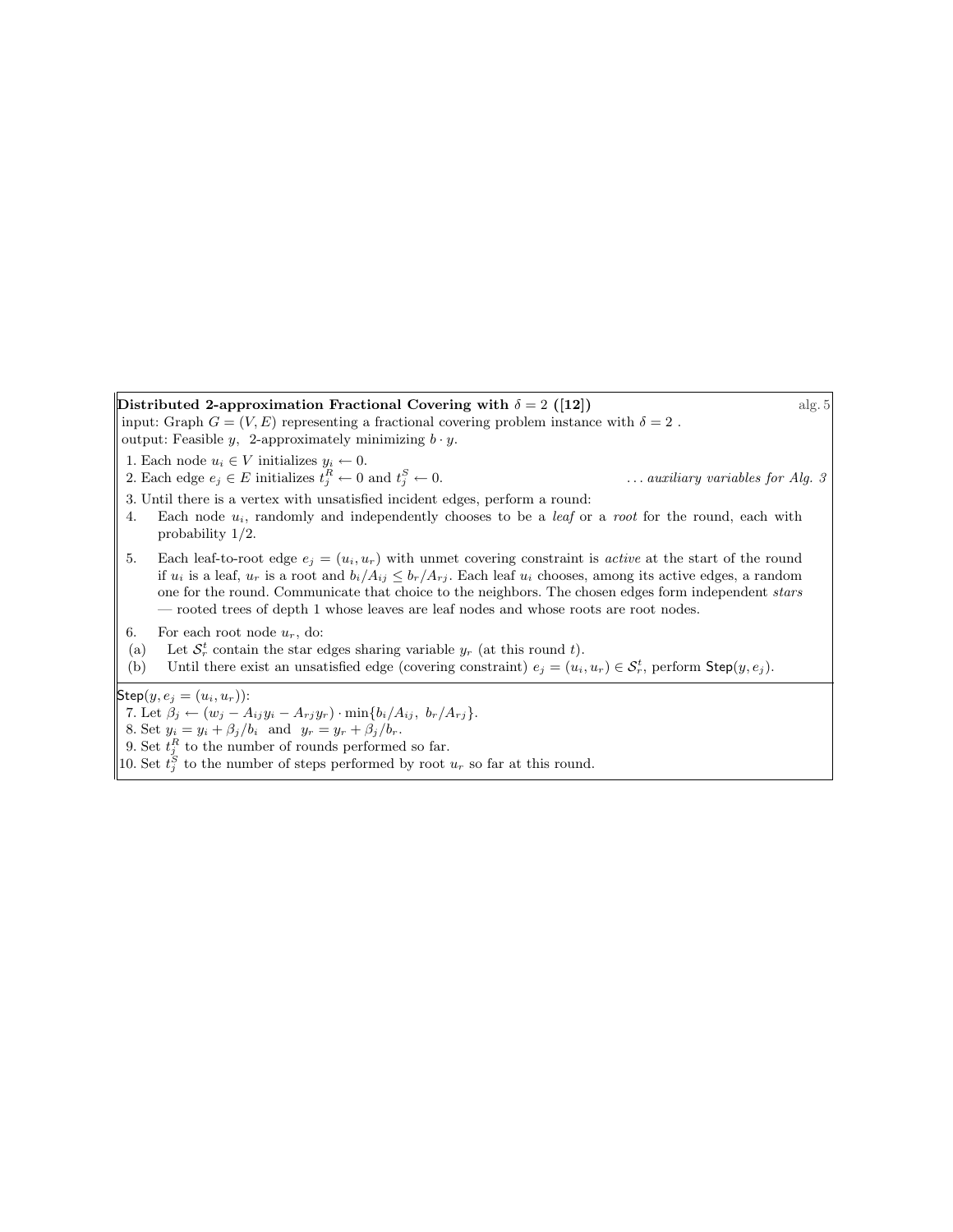**Distributed 2-approximation Fractional Covering with $\delta = 2$ ([12])** alg. 5

input: Graph $G = (V, E)$ representing a fractional covering problem instance with $\delta = 2$ .
output: Feasible $y$, 2-approximately minimizing $b \cdot y$.

1. Each node $u_i \in V$ initializes $y_i \leftarrow 0$.
2. Each edge $e_j \in E$ initializes $t_j^R \leftarrow 0$ and $t_j^S \leftarrow 0$. *. . . auxiliary variables for Alg. 3*
3. Until there is a vertex with unsatisfied incident edges, perform a round:
4. Each node $u_i$, randomly and independently chooses to be a *leaf* or a *root* for the round, each with probability 1/2.
5. Each leaf-to-root edge $e_j = (u_i, u_r)$ with unmet covering constraint is *active* at the start of the round if $u_i$ is a leaf, $u_r$ is a root and $b_i/A_{ij} \leq b_r/A_{rj}$. Each leaf $u_i$ chooses, among its active edges, a random one for the round. Communicate that choice to the neighbors. The chosen edges form independent *stars* — rooted trees of depth 1 whose leaves are leaf nodes and whose roots are root nodes.
6. For each root node $u_r$, do:
   (a) Let $\mathcal{S}_r^t$ contain the star edges sharing variable $y_r$ (at this round $t$).
   (b) Until there exist an unsatisfied edge (covering constraint) $e_j = (u_i, u_r) \in \mathcal{S}_r^t$, perform $\mathsf{Step}(y, e_j)$.

$\mathsf{Step}(y, e_j = (u_i, u_r))$:

7. Let $\beta_j \leftarrow (w_j - A_{ij}y_i - A_{rj}y_r) \cdot \min\{b_i/A_{ij},\ b_r/A_{rj}\}$.
8. Set $y_i = y_i + \beta_j/b_i$ and $y_r = y_r + \beta_j/b_r$.
9. Set $t_j^R$ to the number of rounds performed so far.
10. Set $t_j^S$ to the number of steps performed by root $u_r$ so far at this round.